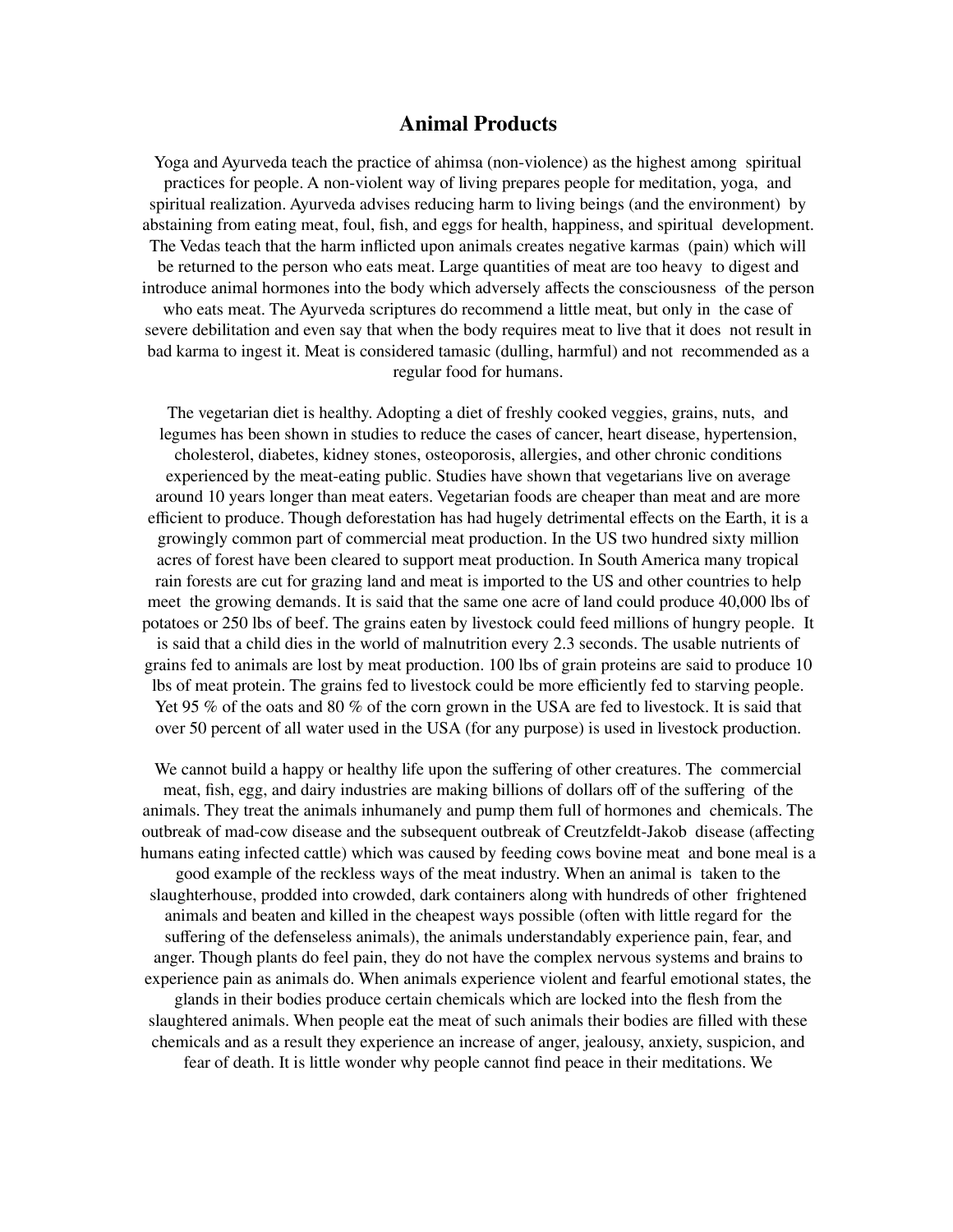# Animal Products

Yoga and Ayurveda teach the practice of ahimsa (non-violence) as the highest among spiritual practices for people. A non-violent way of living prepares people for meditation, yoga, and spiritual realization. Ayurveda advises reducing harm to living beings (and the environment) by abstaining from eating meat, foul, fish, and eggs for health, happiness, and spiritual development. The Vedas teach that the harm inflicted upon animals creates negative karmas (pain) which will be returned to the person who eats meat. Large quantities of meat are too heavy to digest and introduce animal hormones into the body which adversely affects the consciousness of the person who eats meat. The Ayurveda scriptures do recommend a little meat, but only in the case of severe debilitation and even say that when the body requires meat to live that it does not result in bad karma to ingest it. Meat is considered tamasic (dulling, harmful) and not recommended as a regular food for humans.

The vegetarian diet is healthy. Adopting a diet of freshly cooked veggies, grains, nuts, and legumes has been shown in studies to reduce the cases of cancer, heart disease, hypertension, cholesterol, diabetes, kidney stones, osteoporosis, allergies, and other chronic conditions experienced by the meat-eating public. Studies have shown that vegetarians live on average around 10 years longer than meat eaters. Vegetarian foods are cheaper than meat and are more efficient to produce. Though deforestation has had hugely detrimental effects on the Earth, it is a growingly common part of commercial meat production. In the US two hundred sixty million acres of forest have been cleared to support meat production. In South America many tropical rain forests are cut for grazing land and meat is imported to the US and other countries to help meet the growing demands. It is said that the same one acre of land could produce 40,000 lbs of potatoes or 250 lbs of beef. The grains eaten by livestock could feed millions of hungry people. It is said that a child dies in the world of malnutrition every 2.3 seconds. The usable nutrients of grains fed to animals are lost by meat production. 100 lbs of grain proteins are said to produce 10 lbs of meat protein. The grains fed to livestock could be more efficiently fed to starving people. Yet 95 % of the oats and 80 % of the corn grown in the USA are fed to livestock. It is said that over 50 percent of all water used in the USA (for any purpose) is used in livestock production.

We cannot build a happy or healthy life upon the suffering of other creatures. The commercial meat, fish, egg, and dairy industries are making billions of dollars off of the suffering of the animals. They treat the animals inhumanely and pump them full of hormones and chemicals. The outbreak of mad-cow disease and the subsequent outbreak of Creutzfeldt-Jakob disease (affecting humans eating infected cattle) which was caused by feeding cows bovine meat and bone meal is a good example of the reckless ways of the meat industry. When an animal is taken to the slaughterhouse, prodded into crowded, dark containers along with hundreds of other frightened animals and beaten and killed in the cheapest ways possible (often with little regard for the suffering of the defenseless animals), the animals understandably experience pain, fear, and anger. Though plants do feel pain, they do not have the complex nervous systems and brains to experience pain as animals do. When animals experience violent and fearful emotional states, the glands in their bodies produce certain chemicals which are locked into the flesh from the slaughtered animals. When people eat the meat of such animals their bodies are filled with these chemicals and as a result they experience an increase of anger, jealousy, anxiety, suspicion, and fear of death. It is little wonder why people cannot find peace in their meditations. We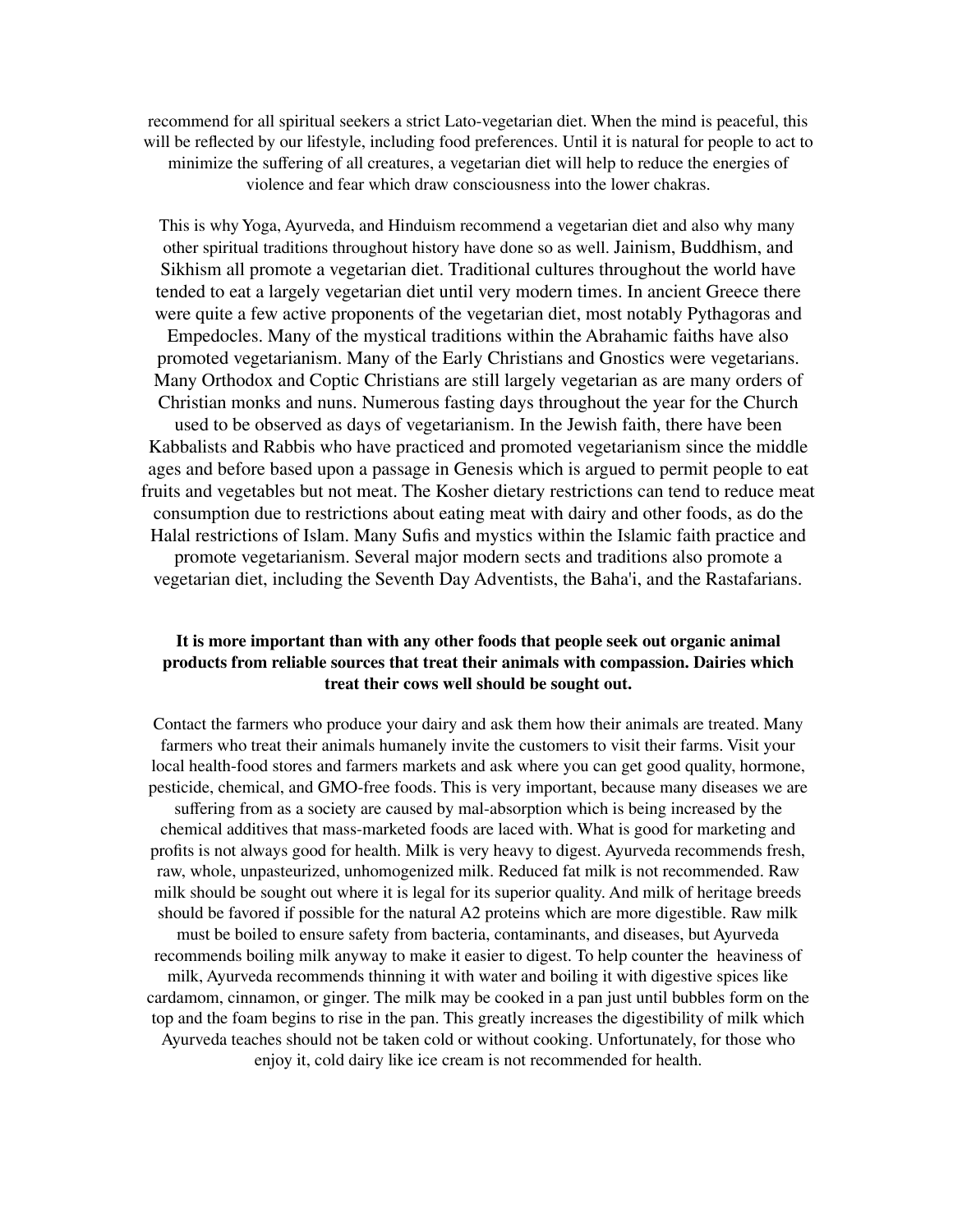recommend for all spiritual seekers a strict Lato-vegetarian diet. When the mind is peaceful, this will be reflected by our lifestyle, including food preferences. Until it is natural for people to act to minimize the suffering of all creatures, a vegetarian diet will help to reduce the energies of violence and fear which draw consciousness into the lower chakras.

This is why Yoga, Ayurveda, and Hinduism recommend a vegetarian diet and also why many other spiritual traditions throughout history have done so as well. Jainism, Buddhism, and Sikhism all promote a vegetarian diet. Traditional cultures throughout the world have tended to eat a largely vegetarian diet until very modern times. In ancient Greece there were quite a few active proponents of the vegetarian diet, most notably Pythagoras and Empedocles. Many of the mystical traditions within the Abrahamic faiths have also promoted vegetarianism. Many of the Early Christians and Gnostics were vegetarians. Many Orthodox and Coptic Christians are still largely vegetarian as are many orders of Christian monks and nuns. Numerous fasting days throughout the year for the Church used to be observed as days of vegetarianism. In the Jewish faith, there have been Kabbalists and Rabbis who have practiced and promoted vegetarianism since the middle ages and before based upon a passage in Genesis which is argued to permit people to eat fruits and vegetables but not meat. The Kosher dietary restrictions can tend to reduce meat consumption due to restrictions about eating meat with dairy and other foods, as do the Halal restrictions of Islam. Many Sufis and mystics within the Islamic faith practice and promote vegetarianism. Several major modern sects and traditions also promote a vegetarian diet, including the Seventh Day Adventists, the Baha'i, and the Rastafarians.

**It is more important than with any other foods that people seek out organic animal products from reliable sources that treat their animals with compassion. Dairies which treat their cows well should be sought out.**

Contact the farmers who produce your dairy and ask them how their animals are treated. Many farmers who treat their animals humanely invite the customers to visit their farms. Visit your local health-food stores and farmers markets and ask where you can get good quality, hormone, pesticide, chemical, and GMO-free foods. This is very important, because many diseases we are suffering from as a society are caused by mal-absorption which is being increased by the chemical additives that mass-marketed foods are laced with. What is good for marketing and profits is not always good for health. Milk is very heavy to digest. Ayurveda recommends fresh, raw, whole, unpasteurized, unhomogenized milk. Reduced fat milk is not recommended. Raw milk should be sought out where it is legal for its superior quality. And milk of heritage breeds should be favored if possible for the natural A2 proteins which are more digestible. Raw milk must be boiled to ensure safety from bacteria, contaminants, and diseases, but Ayurveda recommends boiling milk anyway to make it easier to digest. To help counter the heaviness of milk, Ayurveda recommends thinning it with water and boiling it with digestive spices like cardamom, cinnamon, or ginger. The milk may be cooked in a pan just until bubbles form on the top and the foam begins to rise in the pan. This greatly increases the digestibility of milk which Ayurveda teaches should not be taken cold or without cooking. Unfortunately, for those who enjoy it, cold dairy like ice cream is not recommended for health.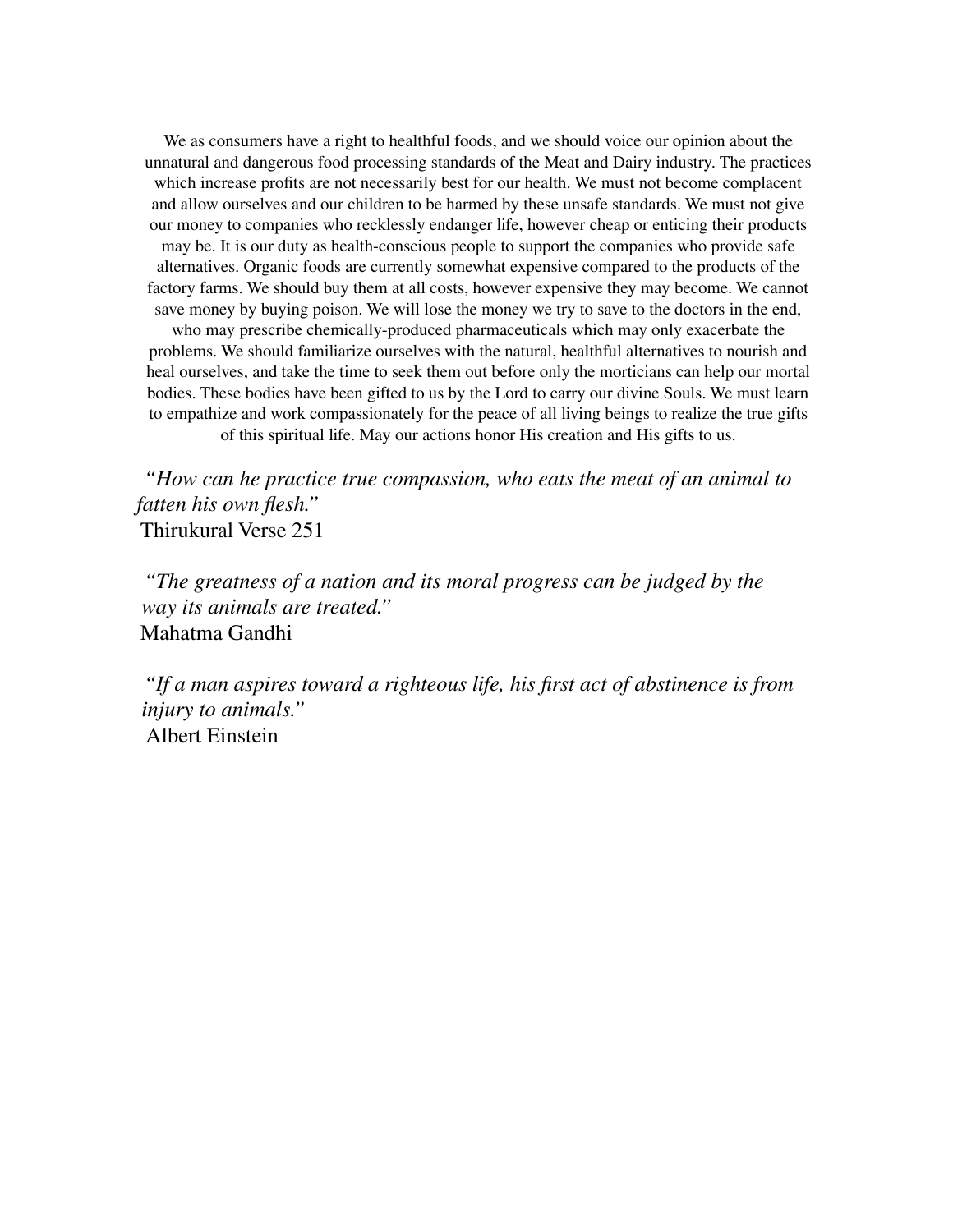We as consumers have a right to healthful foods, and we should voice our opinion about the unnatural and dangerous food processing standards of the Meat and Dairy industry. The practices which increase profits are not necessarily best for our health. We must not become complacent and allow ourselves and our children to be harmed by these unsafe standards. We must not give our money to companies who recklessly endanger life, however cheap or enticing their products may be. It is our duty as health-conscious people to support the companies who provide safe alternatives. Organic foods are currently somewhat expensive compared to the products of the factory farms. We should buy them at all costs, however expensive they may become. We cannot save money by buying poison. We will lose the money we try to save to the doctors in the end, who may prescribe chemically-produced pharmaceuticals which may only exacerbate the problems. We should familiarize ourselves with the natural, healthful alternatives to nourish and heal ourselves, and take the time to seek them out before only the morticians can help our mortal bodies. These bodies have been gifted to us by the Lord to carry our divine Souls. We must learn to empathize and work compassionately for the peace of all living beings to realize the true gifts of this spiritual life. May our actions honor His creation and His gifts to us.

*"How can he practice true compassion, who eats the meat of an animal to fatten his own flesh."*
Thirukural Verse 251

*"The greatness of a nation and its moral progress can be judged by the way its animals are treated."*
Mahatma Gandhi

*"If a man aspires toward a righteous life, his first act of abstinence is from injury to animals."*
Albert Einstein